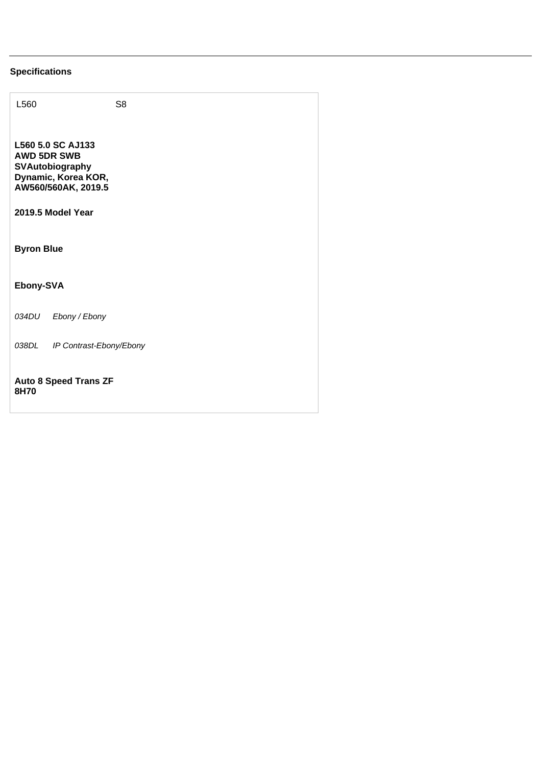## Specifications

| L560 | S8 |
|---|---|

**L560 5.0 SC AJ133 AWD 5DR SWB SVAutobiography Dynamic, Korea KOR, AW560/560AK, 2019.5**

**2019.5 Model Year**

**Byron Blue**

**Ebony-SVA**

*034DU Ebony / Ebony*

*038DL IP Contrast-Ebony/Ebony*

**Auto 8 Speed Trans ZF 8H70**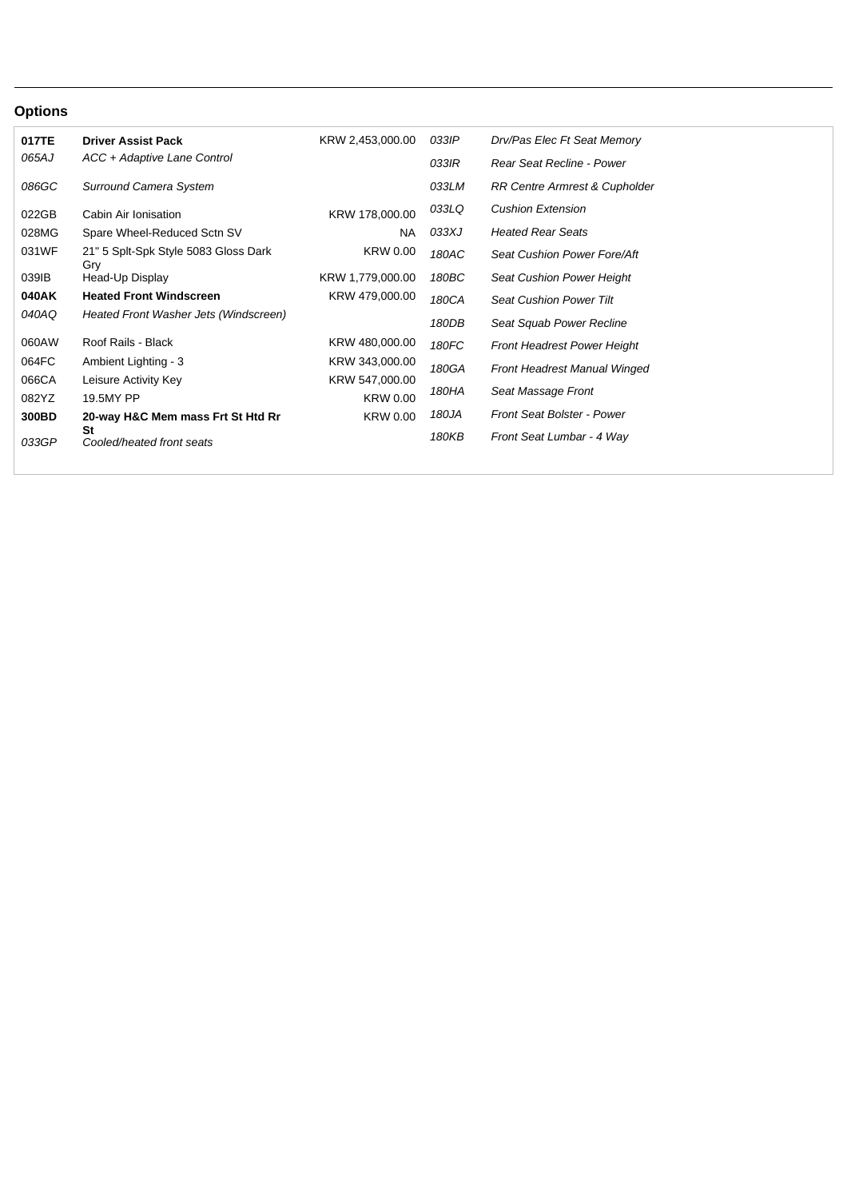## Options

| Code | Description | Price |
|---|---|---|
| **017TE** | **Driver Assist Pack** | KRW 2,453,000.00 |
| *065AJ* | *ACC + Adaptive Lane Control* | |
| *086GC* | *Surround Camera System* | |
| 022GB | Cabin Air Ionisation | KRW 178,000.00 |
| 028MG | Spare Wheel-Reduced Sctn SV | NA |
| 031WF | 21" 5 Splt-Spk Style 5083 Gloss Dark Gry | KRW 0.00 |
| 039IB | Head-Up Display | KRW 1,779,000.00 |
| **040AK** | **Heated Front Windscreen** | KRW 479,000.00 |
| *040AQ* | *Heated Front Washer Jets (Windscreen)* | |
| 060AW | Roof Rails - Black | KRW 480,000.00 |
| 064FC | Ambient Lighting - 3 | KRW 343,000.00 |
| 066CA | Leisure Activity Key | KRW 547,000.00 |
| 082YZ | 19.5MY PP | KRW 0.00 |
| **300BD** | **20-way H&C Mem mass Frt St Htd Rr St** | KRW 0.00 |
| *033GP* | *Cooled/heated front seats* | |
| *033IP* | *Drv/Pas Elec Ft Seat Memory* | |
| *033IR* | *Rear Seat Recline - Power* | |
| *033LM* | *RR Centre Armrest & Cupholder* | |
| *033LQ* | *Cushion Extension* | |
| *033XJ* | *Heated Rear Seats* | |
| *180AC* | *Seat Cushion Power Fore/Aft* | |
| *180BC* | *Seat Cushion Power Height* | |
| *180CA* | *Seat Cushion Power Tilt* | |
| *180DB* | *Seat Squab Power Recline* | |
| *180FC* | *Front Headrest Power Height* | |
| *180GA* | *Front Headrest Manual Winged* | |
| *180HA* | *Seat Massage Front* | |
| *180JA* | *Front Seat Bolster - Power* | |
| *180KB* | *Front Seat Lumbar - 4 Way* | |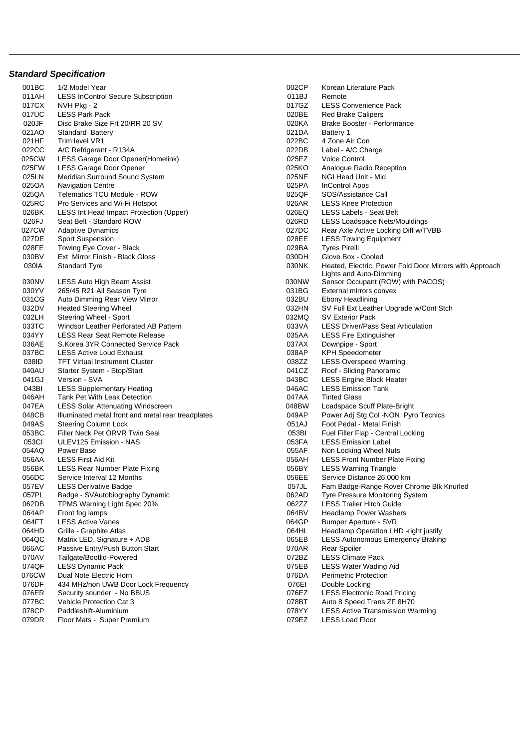### *Standard Specification*

| Code | Description | Code | Description |
|---|---|---|---|
| 001BC | 1/2 Model Year | 002CP | Korean Literature Pack |
| 011AH | LESS InControl Secure Subscription | 011BJ | Remote |
| 017CX | NVH Pkg - 2 | 017GZ | LESS Convenience Pack |
| 017UC | LESS Park Pack | 020BE | Red Brake Calipers |
| 020JF | Disc Brake Size Frt 20/RR 20 SV | 020KA | Brake Booster - Performance |
| 021AO | Standard Battery | 021DA | Battery 1 |
| 021HF | Trim level VR1 | 022BC | 4 Zone Air Con |
| 022CC | A/C Refrigerant - R134A | 022DB | Label - A/C Charge |
| 025CW | LESS Garage Door Opener(Homelink) | 025EZ | Voice Control |
| 025FW | LESS Garage Door Opener | 025KO | Analogue Radio Reception |
| 025LN | Meridian Surround Sound System | 025NE | NGI Head Unit - Mid |
| 025OA | Navigation Centre | 025PA | InControl Apps |
| 025QA | Telematics TCU Module - ROW | 025QF | SOS/Assistance Call |
| 025RC | Pro Services and Wi-Fi Hotspot | 026AR | LESS Knee Protection |
| 026BK | LESS Int Head Impact Protection (Upper) | 026EQ | LESS Labels - Seat Belt |
| 026FJ | Seat Belt - Standard ROW | 026RD | LESS Loadspace Nets/Mouldings |
| 027CW | Adaptive Dynamics | 027DC | Rear Axle Active Locking Diff w/TVBB |
| 027DE | Sport Suspension | 028EE | LESS Towing Equipment |
| 028FE | Towing Eye Cover - Black | 029BA | Tyres Pirelli |
| 030BV | Ext Mirror Finish - Black Gloss | 030DH | Glove Box - Cooled |
| 030IA | Standard Tyre | 030NK | Heated, Electric, Power Fold Door Mirrors with Approach Lights and Auto-Dimming |
| 030NV | LESS Auto High Beam Assist | 030NW | Sensor Occupant (ROW) with PACOS) |
| 030YV | 265/45 R21 All Season Tyre | 031BG | External mirrors convex |
| 031CG | Auto Dimming Rear View Mirror | 032BU | Ebony Headlining |
| 032DV | Heated Steering Wheel | 032HN | SV Full Ext Leather Upgrade w/Cont Stch |
| 032LH | Steering Wheel - Sport | 032MQ | SV Exterior Pack |
| 033TC | Windsor Leather Perforated AB Pattern | 033VA | LESS Driver/Pass Seat Articulation |
| 034YY | LESS Rear Seat Remote Release | 035AA | LESS Fire Extinguisher |
| 036AE | S.Korea 3YR Connected Service Pack | 037AX | Downpipe - Sport |
| 037BC | LESS Active Loud Exhaust | 038AP | KPH Speedometer |
| 038ID | TFT Virtual Instrument Cluster | 038ZZ | LESS Overspeed Warning |
| 040AU | Starter System - Stop/Start | 041CZ | Roof - Sliding Panoramic |
| 041GJ | Version - SVA | 043BC | LESS Engine Block Heater |
| 043BI | LESS Supplementary Heating | 046AC | LESS Emission Tank |
| 046AH | Tank Pet With Leak Detection | 047AA | Tinted Glass |
| 047EA | LESS Solar Attenuating Windscreen | 048BW | Loadspace Scuff Plate-Bright |
| 048CB | Illuminated metal front and metal rear treadplates | 049AP | Power Adj Stg Col -NON Pyro Tecnics |
| 049AS | Steering Column Lock | 051AJ | Foot Pedal - Metal Finish |
| 053BC | Filler Neck Pet ORVR Twin Seal | 053BI | Fuel Filler Flap - Central Locking |
| 053CI | ULEV125 Emission - NAS | 053FA | LESS Emission Label |
| 054AQ | Power Base | 055AF | Non Locking Wheel Nuts |
| 056AA | LESS First Aid Kit | 056AH | LESS Front Number Plate Fixing |
| 056BK | LESS Rear Number Plate Fixing | 056BY | LESS Warning Triangle |
| 056DC | Service Interval 12 Months | 056EE | Service Distance 26,000 km |
| 057EV | LESS Derivative Badge | 057JL | Fam Badge-Range Rover Chrome Blk Knurled |
| 057PL | Badge - SVAutobiography Dynamic | 062AD | Tyre Pressure Monitoring System |
| 062DB | TPMS Warning Light Spec 20% | 062ZZ | LESS Trailer Hitch Guide |
| 064AP | Front fog lamps | 064BV | Headlamp Power Washers |
| 064FT | LESS Active Vanes | 064GP | Bumper Aperture - SVR |
| 064HD | Grille - Graphite Atlas | 064HL | Headlamp Operation LHD -right justify |
| 064QC | Matrix LED, Signature + ADB | 065EB | LESS Autonomous Emergency Braking |
| 066AC | Passive Entry/Push Button Start | 070AR | Rear Spoiler |
| 070AV | Tailgate/Bootlid-Powered | 072BZ | LESS Climate Pack |
| 074QF | LESS Dynamic Pack | 075EB | LESS Water Wading Aid |
| 076CW | Dual Note Electric Horn | 076DA | Perimetric Protection |
| 076DF | 434 MHz/non UWB Door Lock Frequency | 076EI | Double Locking |
| 076ER | Security sounder - No BBUS | 076EZ | LESS Electronic Road Pricing |
| 077BC | Vehicle Protection Cat 3 | 078BT | Auto 8 Speed Trans ZF 8H70 |
| 078CP | Paddleshift-Aluminium | 078YY | LESS Active Transmission Warming |
| 079DR | Floor Mats - Super Premium | 079EZ | LESS Load Floor |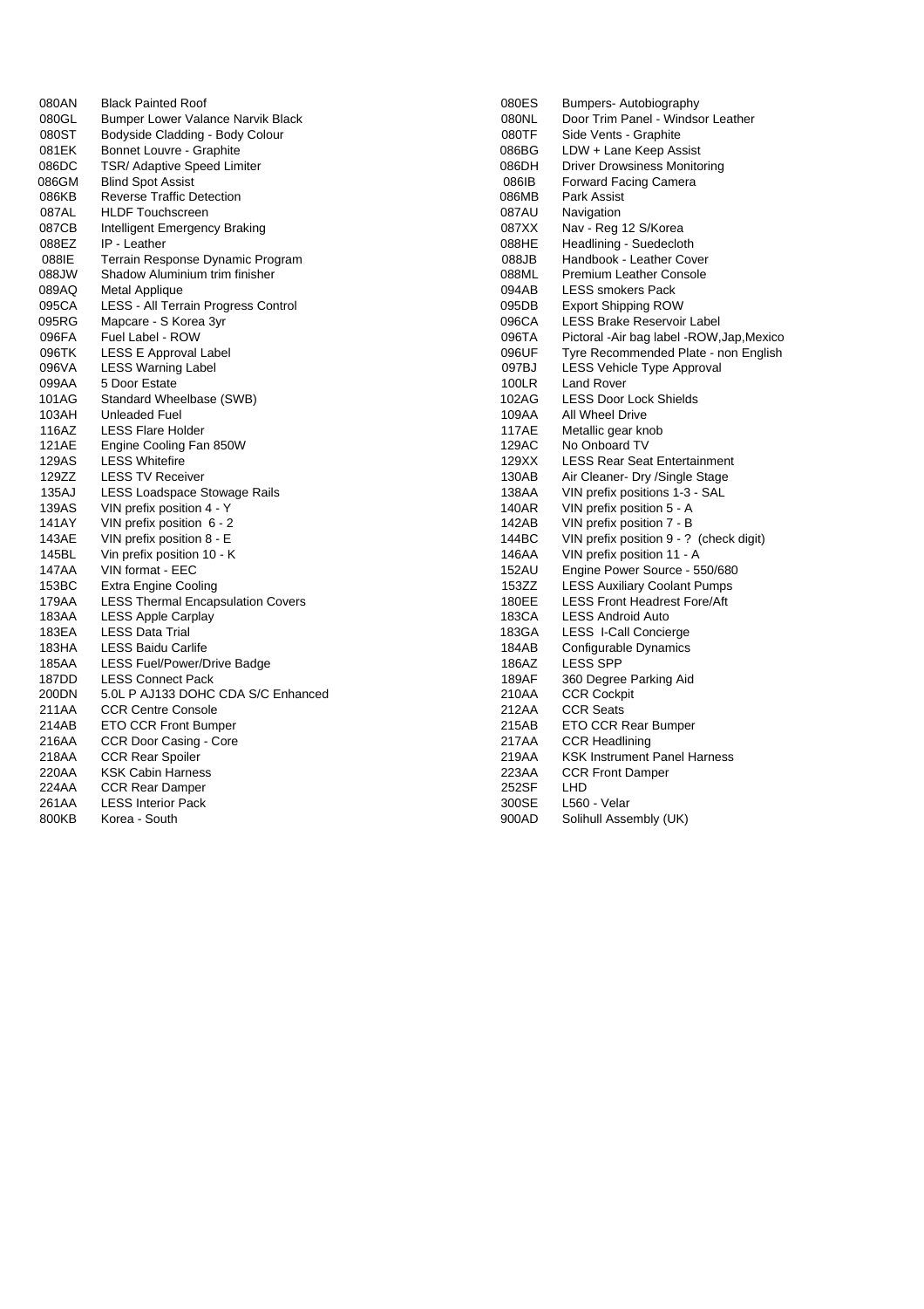| | | | |
|---|---|---|---|
| 080AN | Black Painted Roof | 080ES | Bumpers- Autobiography |
| 080GL | Bumper Lower Valance Narvik Black | 080NL | Door Trim Panel - Windsor Leather |
| 080ST | Bodyside Cladding - Body Colour | 080TF | Side Vents - Graphite |
| 081EK | Bonnet Louvre - Graphite | 086BG | LDW + Lane Keep Assist |
| 086DC | TSR/ Adaptive Speed Limiter | 086DH | Driver Drowsiness Monitoring |
| 086GM | Blind Spot Assist | 086IB | Forward Facing Camera |
| 086KB | Reverse Traffic Detection | 086MB | Park Assist |
| 087AL | HLDF Touchscreen | 087AU | Navigation |
| 087CB | Intelligent Emergency Braking | 087XX | Nav - Reg 12 S/Korea |
| 088EZ | IP - Leather | 088HE | Headlining - Suedecloth |
| 088IE | Terrain Response Dynamic Program | 088JB | Handbook - Leather Cover |
| 088JW | Shadow Aluminium trim finisher | 088ML | Premium Leather Console |
| 089AQ | Metal Applique | 094AB | LESS smokers Pack |
| 095CA | LESS - All Terrain Progress Control | 095DB | Export Shipping ROW |
| 095RG | Mapcare - S Korea 3yr | 096CA | LESS Brake Reservoir Label |
| 096FA | Fuel Label - ROW | 096TA | Pictoral -Air bag label -ROW,Jap,Mexico |
| 096TK | LESS E Approval Label | 096UF | Tyre Recommended Plate - non English |
| 096VA | LESS Warning Label | 097BJ | LESS Vehicle Type Approval |
| 099AA | 5 Door Estate | 100LR | Land Rover |
| 101AG | Standard Wheelbase (SWB) | 102AG | LESS Door Lock Shields |
| 103AH | Unleaded Fuel | 109AA | All Wheel Drive |
| 116AZ | LESS Flare Holder | 117AE | Metallic gear knob |
| 121AE | Engine Cooling Fan 850W | 129AC | No Onboard TV |
| 129AS | LESS Whitefire | 129XX | LESS Rear Seat Entertainment |
| 129ZZ | LESS TV Receiver | 130AB | Air Cleaner- Dry /Single Stage |
| 135AJ | LESS Loadspace Stowage Rails | 138AA | VIN prefix positions 1-3 - SAL |
| 139AS | VIN prefix position 4 - Y | 140AR | VIN prefix position 5 - A |
| 141AY | VIN prefix position 6 - 2 | 142AB | VIN prefix position 7 - B |
| 143AE | VIN prefix position 8 - E | 144BC | VIN prefix position 9 - ? (check digit) |
| 145BL | Vin prefix position 10 - K | 146AA | VIN prefix position 11 - A |
| 147AA | VIN format - EEC | 152AU | Engine Power Source - 550/680 |
| 153BC | Extra Engine Cooling | 153ZZ | LESS Auxiliary Coolant Pumps |
| 179AA | LESS Thermal Encapsulation Covers | 180EE | LESS Front Headrest Fore/Aft |
| 183AA | LESS Apple Carplay | 183CA | LESS Android Auto |
| 183EA | LESS Data Trial | 183GA | LESS I-Call Concierge |
| 183HA | LESS Baidu Carlife | 184AB | Configurable Dynamics |
| 185AA | LESS Fuel/Power/Drive Badge | 186AZ | LESS SPP |
| 187DD | LESS Connect Pack | 189AF | 360 Degree Parking Aid |
| 200DN | 5.0L P AJ133 DOHC CDA S/C Enhanced | 210AA | CCR Cockpit |
| 211AA | CCR Centre Console | 212AA | CCR Seats |
| 214AB | ETO CCR Front Bumper | 215AB | ETO CCR Rear Bumper |
| 216AA | CCR Door Casing - Core | 217AA | CCR Headlining |
| 218AA | CCR Rear Spoiler | 219AA | KSK Instrument Panel Harness |
| 220AA | KSK Cabin Harness | 223AA | CCR Front Damper |
| 224AA | CCR Rear Damper | 252SF | LHD |
| 261AA | LESS Interior Pack | 300SE | L560 - Velar |
| 800KB | Korea - South | 900AD | Solihull Assembly (UK) |